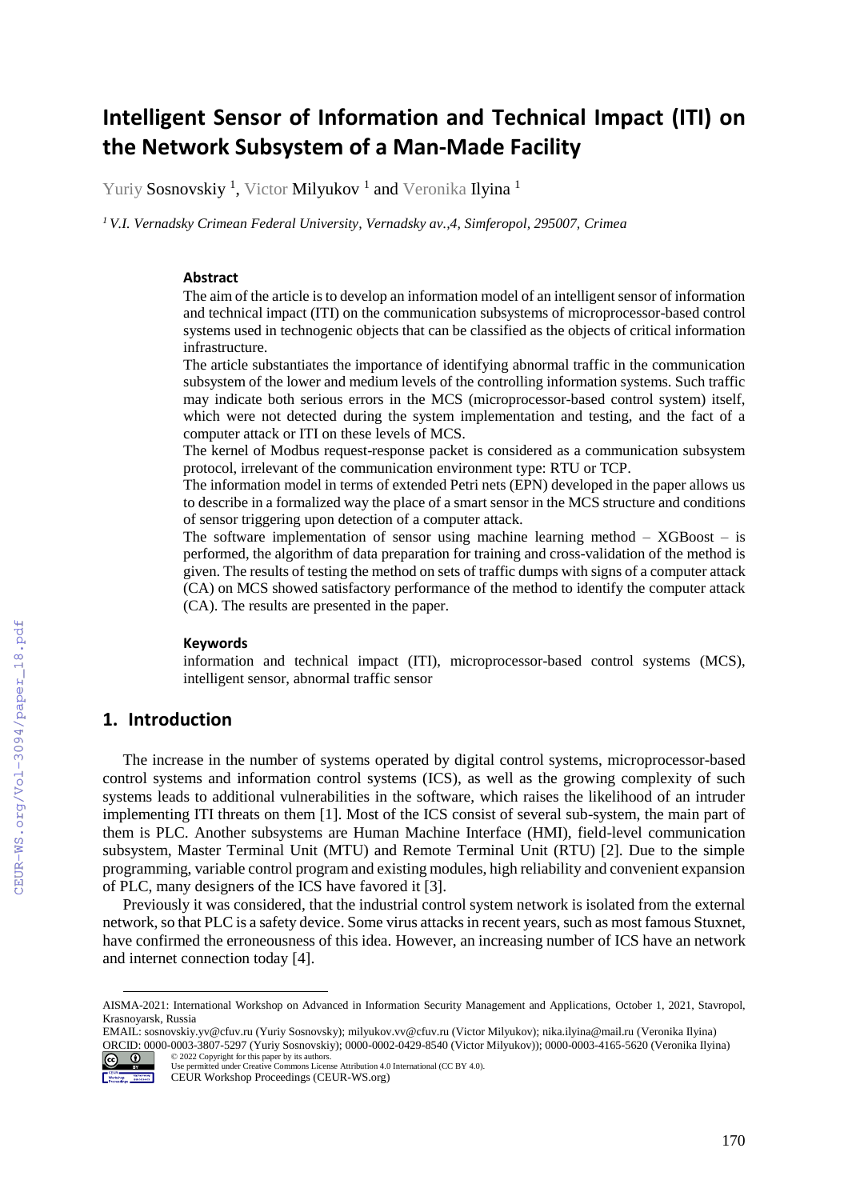# Intelligent Sensor of Information and Technical Impact (ITI) on the Network Subsystem of a Man-Made Facility

Yuriy Sosnovskiy [1], Victor Milyukov [1] and Veronika Ilyina [1]

*[1] V.I. Vernadsky Crimean Federal University, Vernadsky av.,4, Simferopol, 295007, Crimea*

### Abstract

The aim of the article is to develop an information model of an intelligent sensor of information and technical impact (ITI) on the communication subsystems of microprocessor-based control systems used in technogenic objects that can be classified as the objects of critical information infrastructure.

The article substantiates the importance of identifying abnormal traffic in the communication subsystem of the lower and medium levels of the controlling information systems. Such traffic may indicate both serious errors in the MCS (microprocessor-based control system) itself, which were not detected during the system implementation and testing, and the fact of a computer attack or ITI on these levels of MCS.

The kernel of Modbus request-response packet is considered as a communication subsystem protocol, irrelevant of the communication environment type: RTU or TCP.

The information model in terms of extended Petri nets (EPN) developed in the paper allows us to describe in a formalized way the place of a smart sensor in the MCS structure and conditions of sensor triggering upon detection of a computer attack.

The software implementation of sensor using machine learning method – XGBoost – is performed, the algorithm of data preparation for training and cross-validation of the method is given. The results of testing the method on sets of traffic dumps with signs of a computer attack (CA) on MCS showed satisfactory performance of the method to identify the computer attack (CA). The results are presented in the paper.

### Keywords

information and technical impact (ITI), microprocessor-based control systems (MCS), intelligent sensor, abnormal traffic sensor

## 1. Introduction

The increase in the number of systems operated by digital control systems, microprocessor-based control systems and information control systems (ICS), as well as the growing complexity of such systems leads to additional vulnerabilities in the software, which raises the likelihood of an intruder implementing ITI threats on them [1]. Most of the ICS consist of several sub-system, the main part of them is PLC. Another subsystems are Human Machine Interface (HMI), field-level communication subsystem, Master Terminal Unit (MTU) and Remote Terminal Unit (RTU) [2]. Due to the simple programming, variable control program and existing modules, high reliability and convenient expansion of PLC, many designers of the ICS have favored it [3].

Previously it was considered, that the industrial control system network is isolated from the external network, so that PLC is a safety device. Some virus attacks in recent years, such as most famous Stuxnet, have confirmed the erroneousness of this idea. However, an increasing number of ICS have an network and internet connection today [4].

---

AISMA-2021: International Workshop on Advanced in Information Security Management and Applications, October 1, 2021, Stavropol, Krasnoyarsk, Russia

EMAIL: sosnovskiy.yv@cfuv.ru (Yuriy Sosnovsky); milyukov.vv@cfuv.ru (Victor Milyukov); nika.ilyina@mail.ru (Veronika Ilyina)

ORCID: 0000-0003-3807-5297 (Yuriy Sosnovskiy); 0000-0002-0429-8540 (Victor Milyukov)); 0000-0003-4165-5620 (Veronika Ilyina)

© 2022 Copyright for this paper by its authors.
Use permitted under Creative Commons License Attribution 4.0 International (CC BY 4.0).
CEUR Workshop Proceedings (CEUR-WS.org)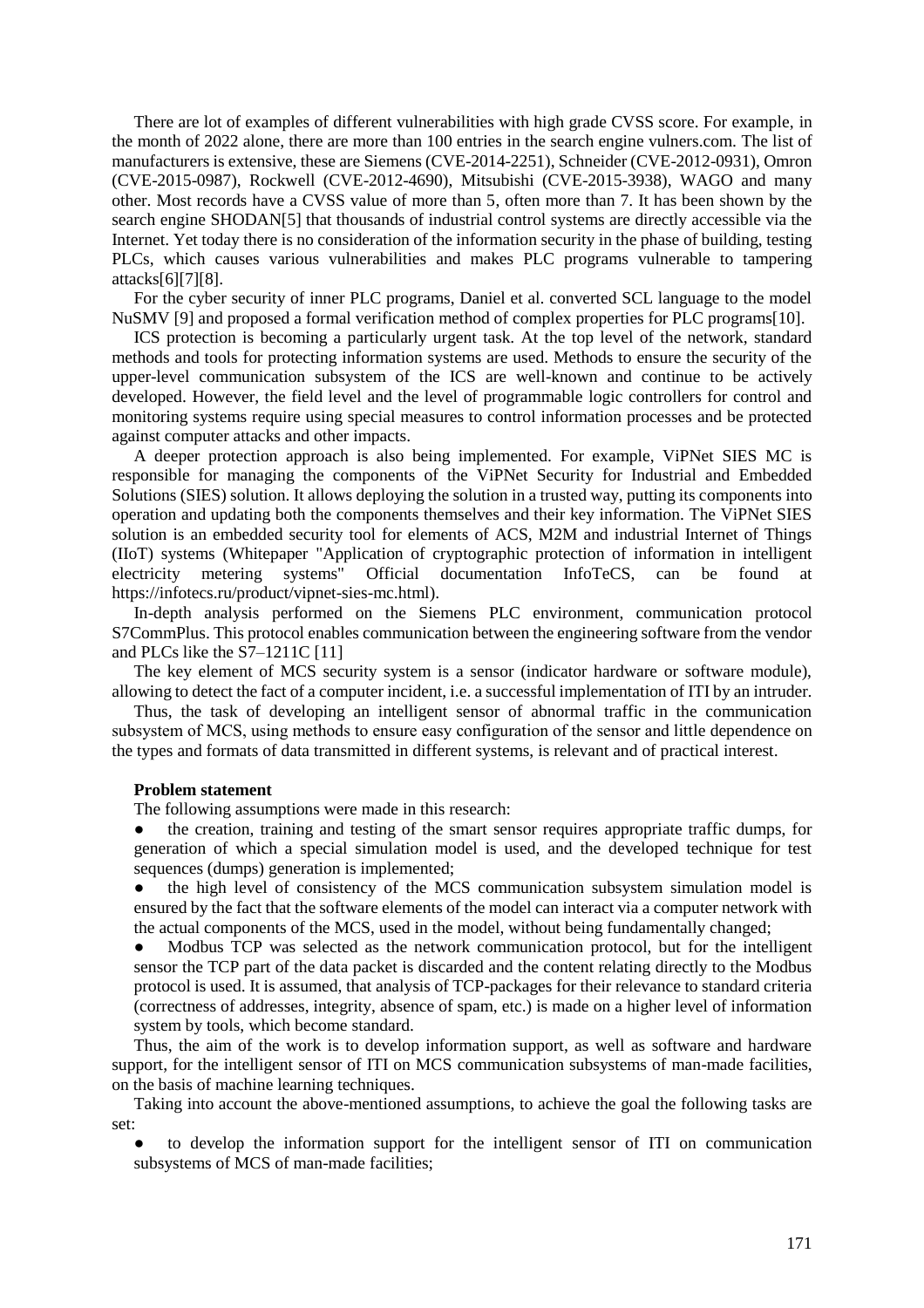There are lot of examples of different vulnerabilities with high grade CVSS score. For example, in the month of 2022 alone, there are more than 100 entries in the search engine vulners.com. The list of manufacturers is extensive, these are Siemens (CVE-2014-2251), Schneider (CVE-2012-0931), Omron (CVE-2015-0987), Rockwell (CVE-2012-4690), Mitsubishi (CVE-2015-3938), WAGO and many other. Most records have a CVSS value of more than 5, often more than 7. It has been shown by the search engine SHODAN[5] that thousands of industrial control systems are directly accessible via the Internet. Yet today there is no consideration of the information security in the phase of building, testing PLCs, which causes various vulnerabilities and makes PLC programs vulnerable to tampering attacks[6][7][8].

For the cyber security of inner PLC programs, Daniel et al. converted SCL language to the model NuSMV [9] and proposed a formal verification method of complex properties for PLC programs[10].

ICS protection is becoming a particularly urgent task. At the top level of the network, standard methods and tools for protecting information systems are used. Methods to ensure the security of the upper-level communication subsystem of the ICS are well-known and continue to be actively developed. However, the field level and the level of programmable logic controllers for control and monitoring systems require using special measures to control information processes and be protected against computer attacks and other impacts.

A deeper protection approach is also being implemented. For example, ViPNet SIES MC is responsible for managing the components of the ViPNet Security for Industrial and Embedded Solutions (SIES) solution. It allows deploying the solution in a trusted way, putting its components into operation and updating both the components themselves and their key information. The ViPNet SIES solution is an embedded security tool for elements of ACS, M2M and industrial Internet of Things (IIoT) systems (Whitepaper "Application of cryptographic protection of information in intelligent electricity metering systems" Official documentation InfoTeCS, can be found at https://infotecs.ru/product/vipnet-sies-mc.html).

In-depth analysis performed on the Siemens PLC environment, communication protocol S7CommPlus. This protocol enables communication between the engineering software from the vendor and PLCs like the S7–1211C [11]

The key element of MCS security system is a sensor (indicator hardware or software module), allowing to detect the fact of a computer incident, i.e. a successful implementation of ITI by an intruder.

Thus, the task of developing an intelligent sensor of abnormal traffic in the communication subsystem of MCS, using methods to ensure easy configuration of the sensor and little dependence on the types and formats of data transmitted in different systems, is relevant and of practical interest.

**Problem statement**

The following assumptions were made in this research:

- the creation, training and testing of the smart sensor requires appropriate traffic dumps, for generation of which a special simulation model is used, and the developed technique for test sequences (dumps) generation is implemented;
- the high level of consistency of the MCS communication subsystem simulation model is ensured by the fact that the software elements of the model can interact via a computer network with the actual components of the MCS, used in the model, without being fundamentally changed;
- Modbus TCP was selected as the network communication protocol, but for the intelligent sensor the TCP part of the data packet is discarded and the content relating directly to the Modbus protocol is used. It is assumed, that analysis of TCP-packages for their relevance to standard criteria (correctness of addresses, integrity, absence of spam, etc.) is made on a higher level of information system by tools, which become standard.

Thus, the aim of the work is to develop information support, as well as software and hardware support, for the intelligent sensor of ITI on MCS communication subsystems of man-made facilities, on the basis of machine learning techniques.

Taking into account the above-mentioned assumptions, to achieve the goal the following tasks are set:

- to develop the information support for the intelligent sensor of ITI on communication subsystems of MCS of man-made facilities;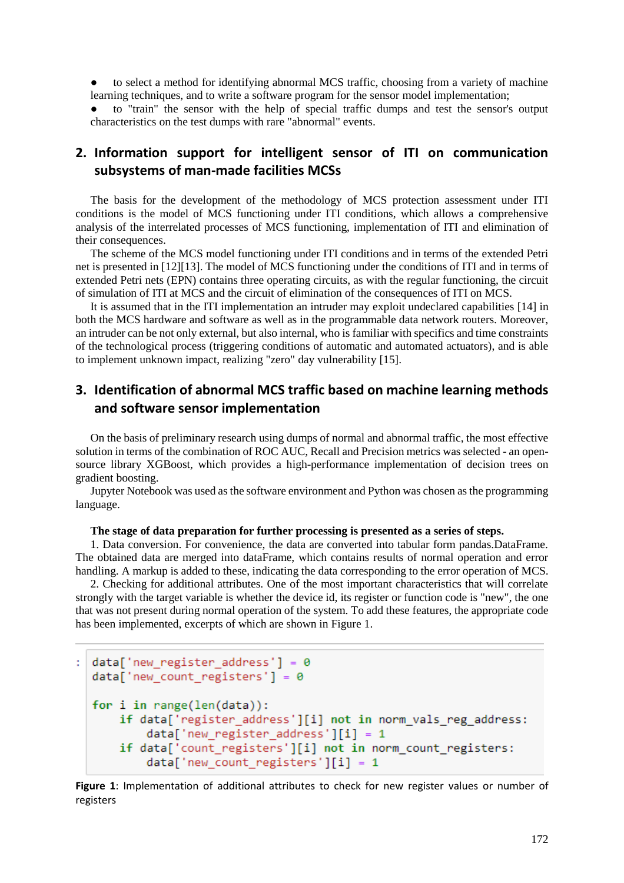- to select a method for identifying abnormal MCS traffic, choosing from a variety of machine learning techniques, and to write a software program for the sensor model implementation;
- to "train" the sensor with the help of special traffic dumps and test the sensor's output characteristics on the test dumps with rare "abnormal" events.

## 2. Information support for intelligent sensor of ITI on communication subsystems of man-made facilities MCSs

The basis for the development of the methodology of MCS protection assessment under ITI conditions is the model of MCS functioning under ITI conditions, which allows a comprehensive analysis of the interrelated processes of MCS functioning, implementation of ITI and elimination of their consequences.

The scheme of the MCS model functioning under ITI conditions and in terms of the extended Petri net is presented in [12][13]. The model of MCS functioning under the conditions of ITI and in terms of extended Petri nets (EPN) contains three operating circuits, as with the regular functioning, the circuit of simulation of ITI at MCS and the circuit of elimination of the consequences of ITI on MCS.

It is assumed that in the ITI implementation an intruder may exploit undeclared capabilities [14] in both the MCS hardware and software as well as in the programmable data network routers. Moreover, an intruder can be not only external, but also internal, who is familiar with specifics and time constraints of the technological process (triggering conditions of automatic and automated actuators), and is able to implement unknown impact, realizing "zero" day vulnerability [15].

## 3. Identification of abnormal MCS traffic based on machine learning methods and software sensor implementation

On the basis of preliminary research using dumps of normal and abnormal traffic, the most effective solution in terms of the combination of ROC AUC, Recall and Precision metrics was selected - an open-source library XGBoost, which provides a high-performance implementation of decision trees on gradient boosting.

Jupyter Notebook was used as the software environment and Python was chosen as the programming language.

**The stage of data preparation for further processing is presented as a series of steps.**

1. Data conversion. For convenience, the data are converted into tabular form pandas.DataFrame. The obtained data are merged into dataFrame, which contains results of normal operation and error handling. A markup is added to these, indicating the data corresponding to the error operation of MCS.
2. Checking for additional attributes. One of the most important characteristics that will correlate strongly with the target variable is whether the device id, its register or function code is "new", the one that was not present during normal operation of the system. To add these features, the appropriate code has been implemented, excerpts of which are shown in Figure 1.

```
data['new_register_address'] = 0
data['new_count_registers'] = 0

for i in range(len(data)):
    if data['register_address'][i] not in norm_vals_reg_address:
        data['new_register_address'][i] = 1
    if data['count_registers'][i] not in norm_count_registers:
        data['new_count_registers'][i] = 1
```

**Figure 1**: Implementation of additional attributes to check for new register values or number of registers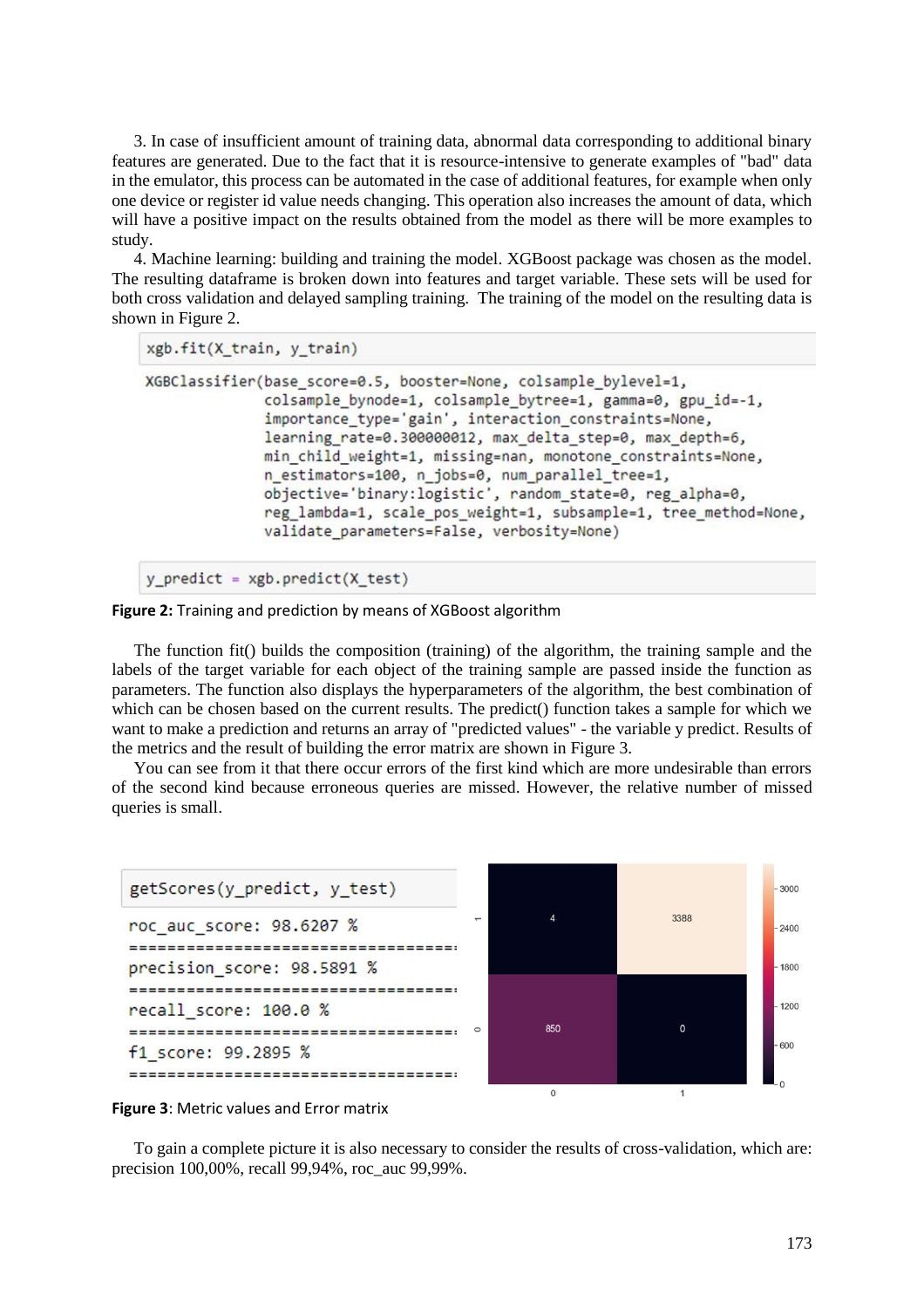3. In case of insufficient amount of training data, abnormal data corresponding to additional binary features are generated. Due to the fact that it is resource-intensive to generate examples of "bad" data in the emulator, this process can be automated in the case of additional features, for example when only one device or register id value needs changing. This operation also increases the amount of data, which will have a positive impact on the results obtained from the model as there will be more examples to study.

4. Machine learning: building and training the model. XGBoost package was chosen as the model. The resulting dataframe is broken down into features and target variable. These sets will be used for both cross validation and delayed sampling training. The training of the model on the resulting data is shown in Figure 2.

```
xgb.fit(X_train, y_train)
```

```
XGBClassifier(base_score=0.5, booster=None, colsample_bylevel=1,
              colsample_bynode=1, colsample_bytree=1, gamma=0, gpu_id=-1,
              importance_type='gain', interaction_constraints=None,
              learning_rate=0.300000012, max_delta_step=0, max_depth=6,
              min_child_weight=1, missing=nan, monotone_constraints=None,
              n_estimators=100, n_jobs=0, num_parallel_tree=1,
              objective='binary:logistic', random_state=0, reg_alpha=0,
              reg_lambda=1, scale_pos_weight=1, subsample=1, tree_method=None,
              validate_parameters=False, verbosity=None)
```

```
y_predict = xgb.predict(X_test)
```

**Figure 2:** Training and prediction by means of XGBoost algorithm

The function fit() builds the composition (training) of the algorithm, the training sample and the labels of the target variable for each object of the training sample are passed inside the function as parameters. The function also displays the hyperparameters of the algorithm, the best combination of which can be chosen based on the current results. The predict() function takes a sample for which we want to make a prediction and returns an array of "predicted values" - the variable y predict. Results of the metrics and the result of building the error matrix are shown in Figure 3.

You can see from it that there occur errors of the first kind which are more undesirable than errors of the second kind because erroneous queries are missed. However, the relative number of missed queries is small.

```
getScores(y_predict, y_test)

roc_auc_score: 98.6207 %
===================================
precision_score: 98.5891 %
===================================
recall_score: 100.0 %
===================================
f1_score: 99.2895 %
===================================
```

| | 0 | 1 |
|---|---|---|
| 1 | 4 | 3388 |
| 0 | 850 | 0 |

**Figure 3**: Metric values and Error matrix

To gain a complete picture it is also necessary to consider the results of cross-validation, which are: precision 100,00%, recall 99,94%, roc_auc 99,99%.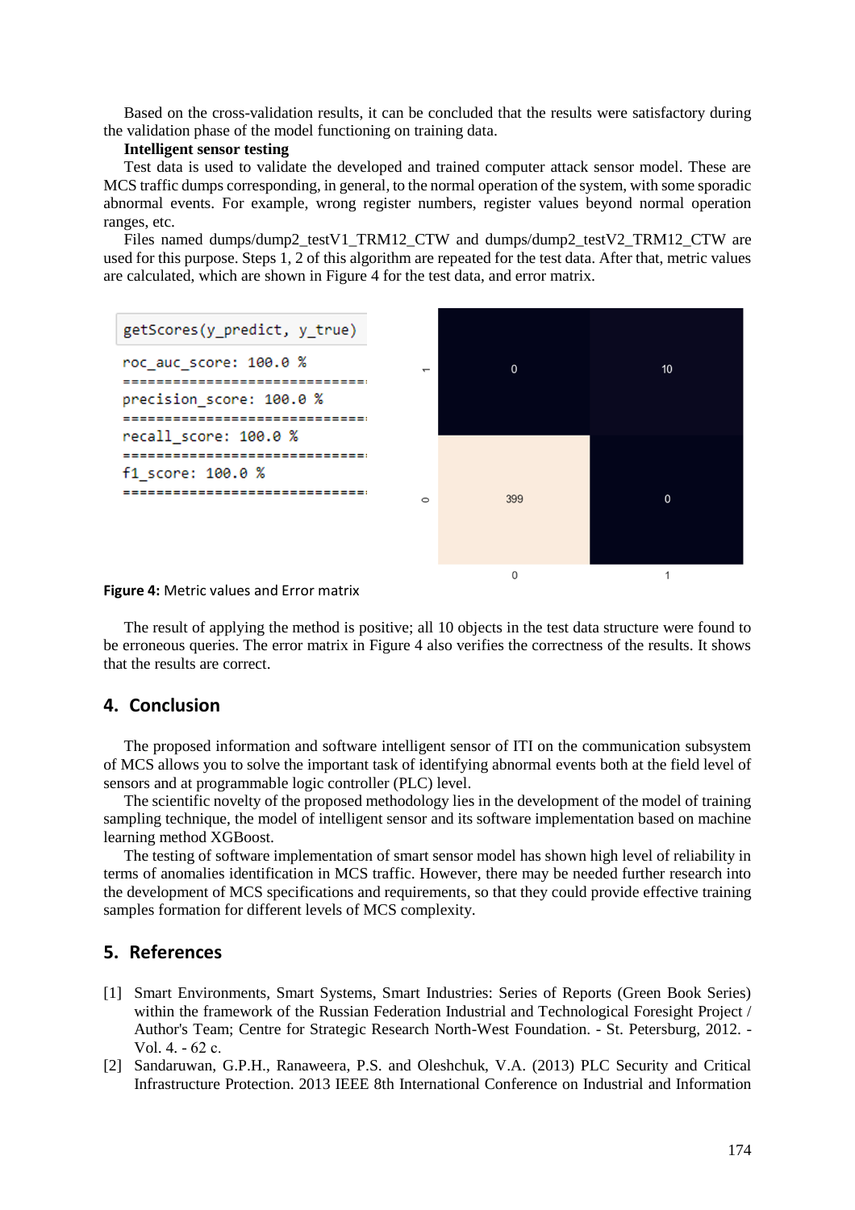Based on the cross-validation results, it can be concluded that the results were satisfactory during the validation phase of the model functioning on training data.

**Intelligent sensor testing**

Test data is used to validate the developed and trained computer attack sensor model. These are MCS traffic dumps corresponding, in general, to the normal operation of the system, with some sporadic abnormal events. For example, wrong register numbers, register values beyond normal operation ranges, etc.

Files named dumps/dump2_testV1_TRM12_CTW and dumps/dump2_testV2_TRM12_CTW are used for this purpose. Steps 1, 2 of this algorithm are repeated for the test data. After that, metric values are calculated, which are shown in Figure 4 for the test data, and error matrix.

```
getScores(y_predict, y_true)

roc_auc_score: 100.0 %
==============================
precision_score: 100.0 %
==============================
recall_score: 100.0 %
==============================
f1_score: 100.0 %
==============================
```

| | 0 | 1 |
|---|---|---|
| 1 | 0 | 10 |
| 0 | 399 | 0 |

**Figure 4:** Metric values and Error matrix

The result of applying the method is positive; all 10 objects in the test data structure were found to be erroneous queries. The error matrix in Figure 4 also verifies the correctness of the results. It shows that the results are correct.

## 4. Conclusion

The proposed information and software intelligent sensor of ITI on the communication subsystem of MCS allows you to solve the important task of identifying abnormal events both at the field level of sensors and at programmable logic controller (PLC) level.

The scientific novelty of the proposed methodology lies in the development of the model of training sampling technique, the model of intelligent sensor and its software implementation based on machine learning method XGBoost.

The testing of software implementation of smart sensor model has shown high level of reliability in terms of anomalies identification in MCS traffic. However, there may be needed further research into the development of MCS specifications and requirements, so that they could provide effective training samples formation for different levels of MCS complexity.

## 5. References

[1] Smart Environments, Smart Systems, Smart Industries: Series of Reports (Green Book Series) within the framework of the Russian Federation Industrial and Technological Foresight Project / Author's Team; Centre for Strategic Research North-West Foundation. - St. Petersburg, 2012. - Vol. 4. - 62 c.

[2] Sandaruwan, G.P.H., Ranaweera, P.S. and Oleshchuk, V.A. (2013) PLC Security and Critical Infrastructure Protection. 2013 IEEE 8th International Conference on Industrial and Information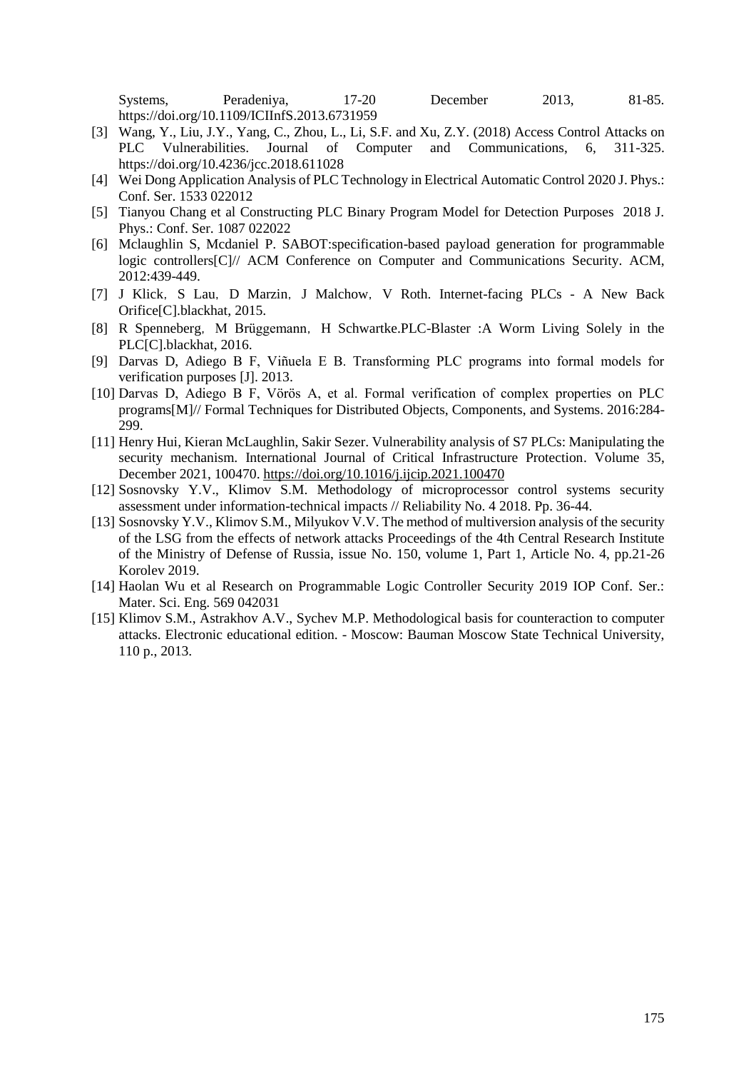Systems, Peradeniya, 17-20 December 2013, 81-85. https://doi.org/10.1109/ICIInfS.2013.6731959

- [3] Wang, Y., Liu, J.Y., Yang, C., Zhou, L., Li, S.F. and Xu, Z.Y. (2018) Access Control Attacks on PLC Vulnerabilities. Journal of Computer and Communications, 6, 311-325. https://doi.org/10.4236/jcc.2018.611028
- [4] Wei Dong Application Analysis of PLC Technology in Electrical Automatic Control 2020 J. Phys.: Conf. Ser. 1533 022012
- [5] Tianyou Chang et al Constructing PLC Binary Program Model for Detection Purposes 2018 J. Phys.: Conf. Ser. 1087 022022
- [6] Mclaughlin S, Mcdaniel P. SABOT:specification-based payload generation for programmable logic controllers[C]// ACM Conference on Computer and Communications Security. ACM, 2012:439-449.
- [7] J Klick, S Lau, D Marzin, J Malchow, V Roth. Internet-facing PLCs - A New Back Orifice[C].blackhat, 2015.
- [8] R Spenneberg, M Brüggemann, H Schwartke.PLC-Blaster :A Worm Living Solely in the PLC[C].blackhat, 2016.
- [9] Darvas D, Adiego B F, Viñuela E B. Transforming PLC programs into formal models for verification purposes [J]. 2013.
- [10] Darvas D, Adiego B F, Vörös A, et al. Formal verification of complex properties on PLC programs[M]// Formal Techniques for Distributed Objects, Components, and Systems. 2016:284-299.
- [11] Henry Hui, Kieran McLaughlin, Sakir Sezer. Vulnerability analysis of S7 PLCs: Manipulating the security mechanism. International Journal of Critical Infrastructure Protection. Volume 35, December 2021, 100470. https://doi.org/10.1016/j.ijcip.2021.100470
- [12] Sosnovsky Y.V., Klimov S.M. Methodology of microprocessor control systems security assessment under information-technical impacts // Reliability No. 4 2018. Pp. 36-44.
- [13] Sosnovsky Y.V., Klimov S.M., Milyukov V.V. The method of multiversion analysis of the security of the LSG from the effects of network attacks Proceedings of the 4th Central Research Institute of the Ministry of Defense of Russia, issue No. 150, volume 1, Part 1, Article No. 4, pp.21-26 Korolev 2019.
- [14] Haolan Wu et al Research on Programmable Logic Controller Security 2019 IOP Conf. Ser.: Mater. Sci. Eng. 569 042031
- [15] Klimov S.M., Astrakhov A.V., Sychev M.P. Methodological basis for counteraction to computer attacks. Electronic educational edition. - Moscow: Bauman Moscow State Technical University, 110 p., 2013.